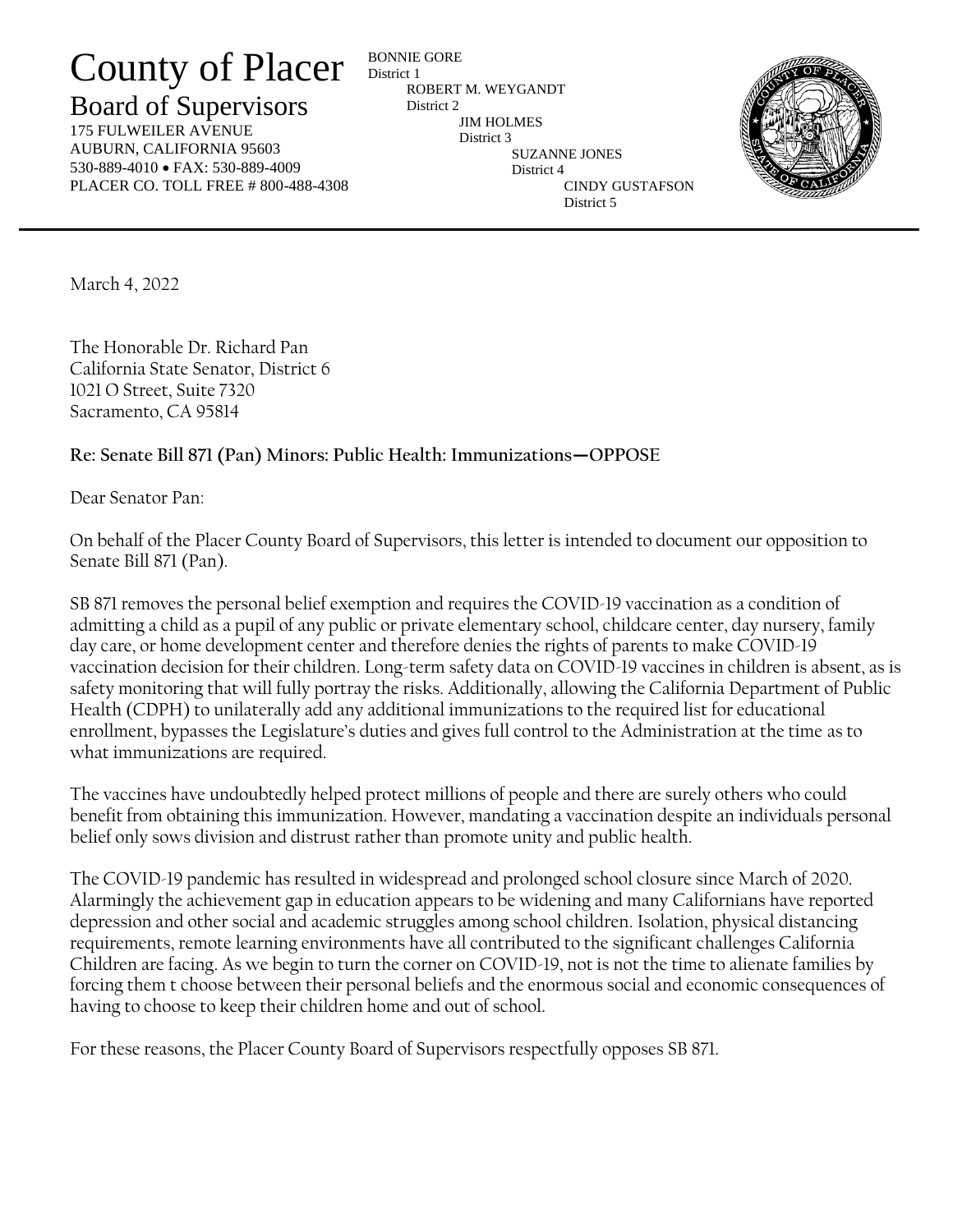# County of Placer

## Board of Supervisors

175 FULWEILER AVENUE
AUBURN, CALIFORNIA 95603
530-889-4010 • FAX: 530-889-4009
PLACER CO. TOLL FREE # 800-488-4308

BONNIE GORE
District 1
ROBERT M. WEYGANDT
District 2
JIM HOLMES
District 3
SUZANNE JONES
District 4
CINDY GUSTAFSON
District 5

---

March 4, 2022

The Honorable Dr. Richard Pan
California State Senator, District 6
1021 O Street, Suite 7320
Sacramento, CA 95814

**Re: Senate Bill 871 (Pan) Minors: Public Health: Immunizations—OPPOSE**

Dear Senator Pan:

On behalf of the Placer County Board of Supervisors, this letter is intended to document our opposition to Senate Bill 871 (Pan).

SB 871 removes the personal belief exemption and requires the COVID-19 vaccination as a condition of admitting a child as a pupil of any public or private elementary school, childcare center, day nursery, family day care, or home development center and therefore denies the rights of parents to make COVID-19 vaccination decision for their children. Long-term safety data on COVID-19 vaccines in children is absent, as is safety monitoring that will fully portray the risks. Additionally, allowing the California Department of Public Health (CDPH) to unilaterally add any additional immunizations to the required list for educational enrollment, bypasses the Legislature's duties and gives full control to the Administration at the time as to what immunizations are required.

The vaccines have undoubtedly helped protect millions of people and there are surely others who could benefit from obtaining this immunization. However, mandating a vaccination despite an individuals personal belief only sows division and distrust rather than promote unity and public health.

The COVID-19 pandemic has resulted in widespread and prolonged school closure since March of 2020. Alarmingly the achievement gap in education appears to be widening and many Californians have reported depression and other social and academic struggles among school children. Isolation, physical distancing requirements, remote learning environments have all contributed to the significant challenges California Children are facing. As we begin to turn the corner on COVID-19, not is not the time to alienate families by forcing them t choose between their personal beliefs and the enormous social and economic consequences of having to choose to keep their children home and out of school.

For these reasons, the Placer County Board of Supervisors respectfully opposes SB 871.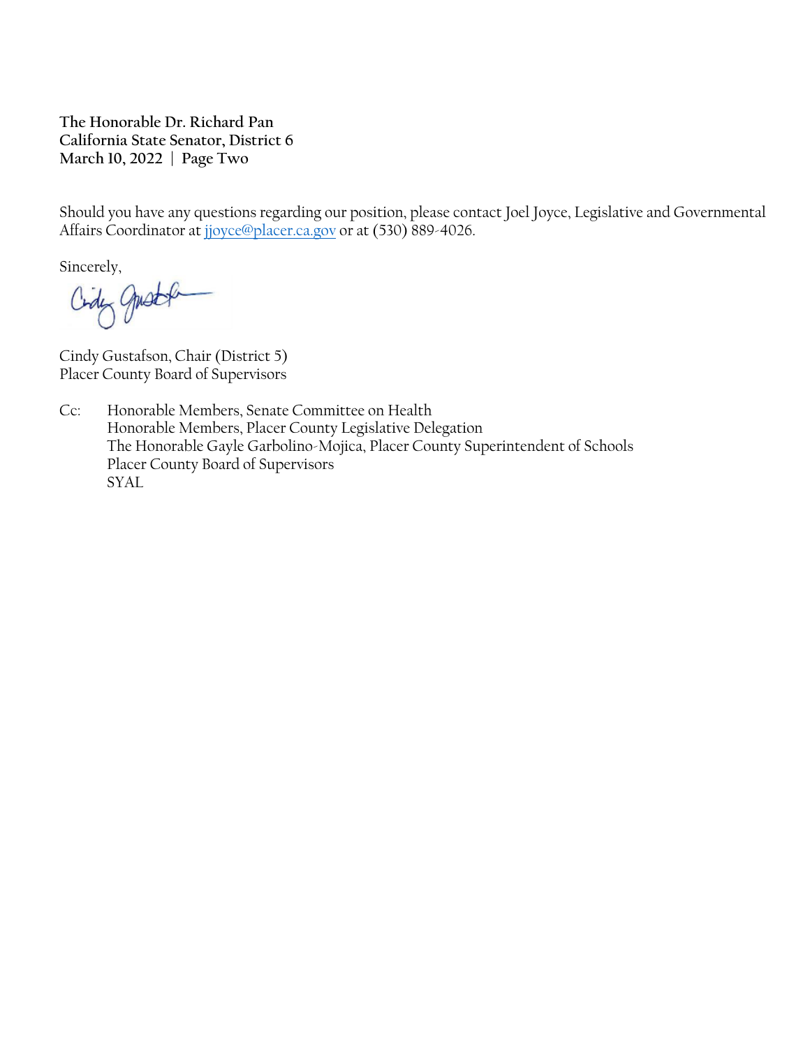**The Honorable Dr. Richard Pan**
**California State Senator, District 6**
**March 10, 2022 | Page Two**

Should you have any questions regarding our position, please contact Joel Joyce, Legislative and Governmental Affairs Coordinator at jjoyce@placer.ca.gov or at (530) 889-4026.

Sincerely,

Cindy Gustafson, Chair (District 5)
Placer County Board of Supervisors

Cc: Honorable Members, Senate Committee on Health
Honorable Members, Placer County Legislative Delegation
The Honorable Gayle Garbolino-Mojica, Placer County Superintendent of Schools
Placer County Board of Supervisors
SYAL